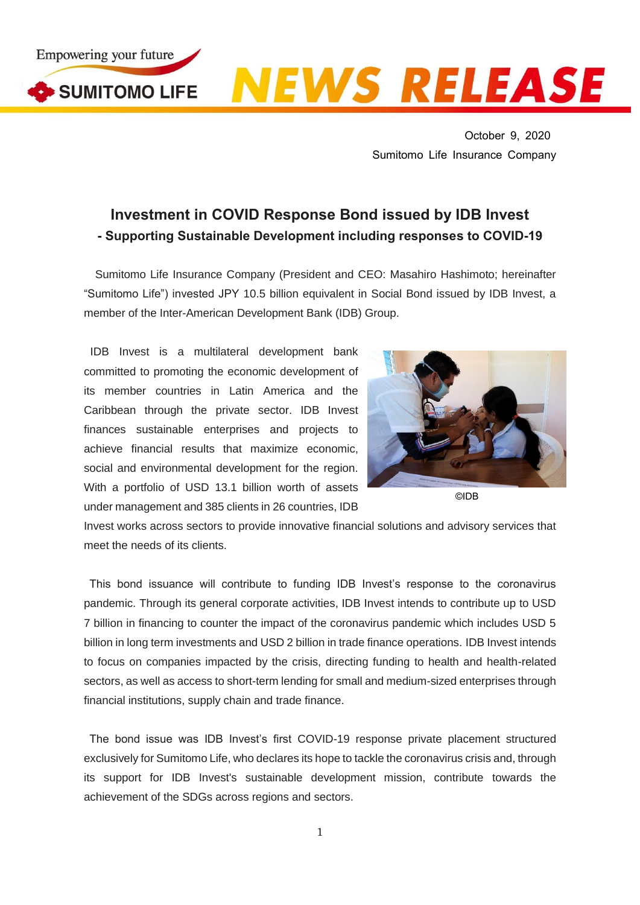October 9, 2020

Sumitomo Life Insurance Company

# Investment in COVID Response Bond issued by IDB Invest

## - Supporting Sustainable Development including responses to COVID-19

Sumitomo Life Insurance Company (President and CEO: Masahiro Hashimoto; hereinafter "Sumitomo Life") invested JPY 10.5 billion equivalent in Social Bond issued by IDB Invest, a member of the Inter-American Development Bank (IDB) Group.

IDB Invest is a multilateral development bank committed to promoting the economic development of its member countries in Latin America and the Caribbean through the private sector. IDB Invest finances sustainable enterprises and projects to achieve financial results that maximize economic, social and environmental development for the region. With a portfolio of USD 13.1 billion worth of assets under management and 385 clients in 26 countries, IDB Invest works across sectors to provide innovative financial solutions and advisory services that meet the needs of its clients.

©IDB

This bond issuance will contribute to funding IDB Invest's response to the coronavirus pandemic. Through its general corporate activities, IDB Invest intends to contribute up to USD 7 billion in financing to counter the impact of the coronavirus pandemic which includes USD 5 billion in long term investments and USD 2 billion in trade finance operations. IDB Invest intends to focus on companies impacted by the crisis, directing funding to health and health-related sectors, as well as access to short-term lending for small and medium-sized enterprises through financial institutions, supply chain and trade finance.

The bond issue was IDB Invest's first COVID-19 response private placement structured exclusively for Sumitomo Life, who declares its hope to tackle the coronavirus crisis and, through its support for IDB Invest's sustainable development mission, contribute towards the achievement of the SDGs across regions and sectors.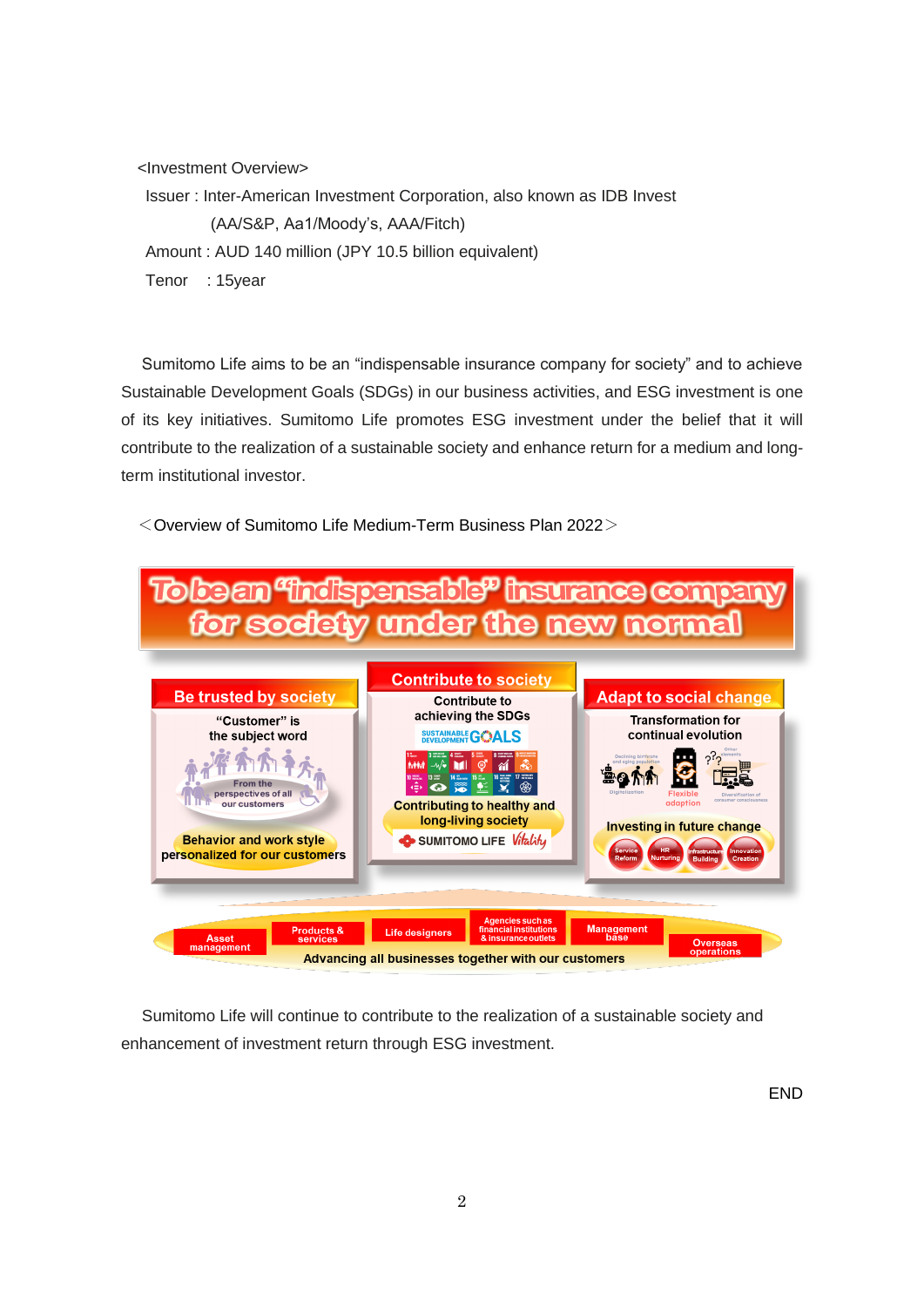<Investment Overview>

Issuer : Inter-American Investment Corporation, also known as IDB Invest
(AA/S&P, Aa1/Moody's, AAA/Fitch)

Amount : AUD 140 million (JPY 10.5 billion equivalent)

Tenor : 15year

Sumitomo Life aims to be an "indispensable insurance company for society" and to achieve Sustainable Development Goals (SDGs) in our business activities, and ESG investment is one of its key initiatives. Sumitomo Life promotes ESG investment under the belief that it will contribute to the realization of a sustainable society and enhance return for a medium and long-term institutional investor.

＜Overview of Sumitomo Life Medium-Term Business Plan 2022＞

To be an "indispensable" insurance company for society under the new normal

Be trusted by society
"Customer" is the subject word
From the perspectives of all our customers
Behavior and work style personalized for our customers

Contribute to society
Contribute to achieving the SDGs
SUSTAINABLE DEVELOPMENT GOALS
Contributing to healthy and long-living society
SUMITOMO LIFE Vitality

Adapt to social change
Transformation for continual evolution
Declining birthrate and aging population
Digitalization
Flexible adaption
Other elements
Diversification of consumer consciousness
Investing in future change
Service Reform
HR Nurturing
Infrastructure Building
Innovation Creation

Asset management
Products & services
Life designers
Agencies such as financial institutions & insurance outlets
Management base
Overseas operations
Advancing all businesses together with our customers

Sumitomo Life will continue to contribute to the realization of a sustainable society and enhancement of investment return through ESG investment.

END